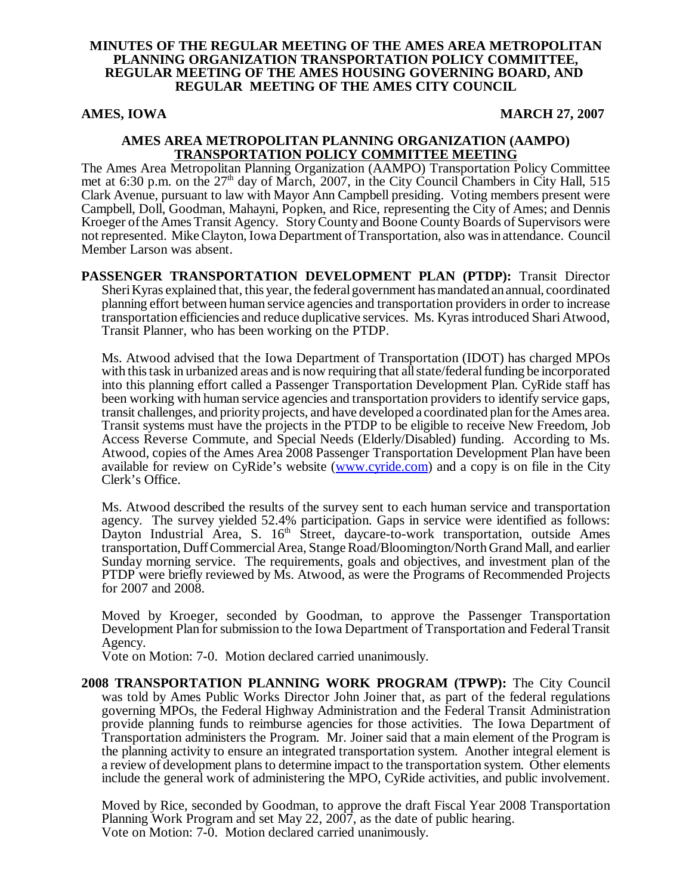# MINUTES OF THE REGULAR MEETING OF THE AMES AREA METROPOLITAN PLANNING ORGANIZATION TRANSPORTATION POLICY COMMITTEE, REGULAR MEETING OF THE AMES HOUSING GOVERNING BOARD, AND REGULAR MEETING OF THE AMES CITY COUNCIL

**AMES, IOWA** **MARCH 27, 2007**

## AMES AREA METROPOLITAN PLANNING ORGANIZATION (AAMPO) TRANSPORTATION POLICY COMMITTEE MEETING

The Ames Area Metropolitan Planning Organization (AAMPO) Transportation Policy Committee met at 6:30 p.m. on the 27th day of March, 2007, in the City Council Chambers in City Hall, 515 Clark Avenue, pursuant to law with Mayor Ann Campbell presiding. Voting members present were Campbell, Doll, Goodman, Mahayni, Popken, and Rice, representing the City of Ames; and Dennis Kroeger of the Ames Transit Agency. Story County and Boone County Boards of Supervisors were not represented. Mike Clayton, Iowa Department of Transportation, also was in attendance. Council Member Larson was absent.

**PASSENGER TRANSPORTATION DEVELOPMENT PLAN (PTDP):** Transit Director Sheri Kyras explained that, this year, the federal government has mandated an annual, coordinated planning effort between human service agencies and transportation providers in order to increase transportation efficiencies and reduce duplicative services. Ms. Kyras introduced Shari Atwood, Transit Planner, who has been working on the PTDP.

Ms. Atwood advised that the Iowa Department of Transportation (IDOT) has charged MPOs with this task in urbanized areas and is now requiring that all state/federal funding be incorporated into this planning effort called a Passenger Transportation Development Plan. CyRide staff has been working with human service agencies and transportation providers to identify service gaps, transit challenges, and priority projects, and have developed a coordinated plan for the Ames area. Transit systems must have the projects in the PTDP to be eligible to receive New Freedom, Job Access Reverse Commute, and Special Needs (Elderly/Disabled) funding. According to Ms. Atwood, copies of the Ames Area 2008 Passenger Transportation Development Plan have been available for review on CyRide's website (www.cyride.com) and a copy is on file in the City Clerk's Office.

Ms. Atwood described the results of the survey sent to each human service and transportation agency. The survey yielded 52.4% participation. Gaps in service were identified as follows: Dayton Industrial Area, S. 16th Street, daycare-to-work transportation, outside Ames transportation, Duff Commercial Area, Stange Road/Bloomington/North Grand Mall, and earlier Sunday morning service. The requirements, goals and objectives, and investment plan of the PTDP were briefly reviewed by Ms. Atwood, as were the Programs of Recommended Projects for 2007 and 2008.

Moved by Kroeger, seconded by Goodman, to approve the Passenger Transportation Development Plan for submission to the Iowa Department of Transportation and Federal Transit Agency.
Vote on Motion: 7-0. Motion declared carried unanimously.

**2008 TRANSPORTATION PLANNING WORK PROGRAM (TPWP):** The City Council was told by Ames Public Works Director John Joiner that, as part of the federal regulations governing MPOs, the Federal Highway Administration and the Federal Transit Administration provide planning funds to reimburse agencies for those activities. The Iowa Department of Transportation administers the Program. Mr. Joiner said that a main element of the Program is the planning activity to ensure an integrated transportation system. Another integral element is a review of development plans to determine impact to the transportation system. Other elements include the general work of administering the MPO, CyRide activities, and public involvement.

Moved by Rice, seconded by Goodman, to approve the draft Fiscal Year 2008 Transportation Planning Work Program and set May 22, 2007, as the date of public hearing.
Vote on Motion: 7-0. Motion declared carried unanimously.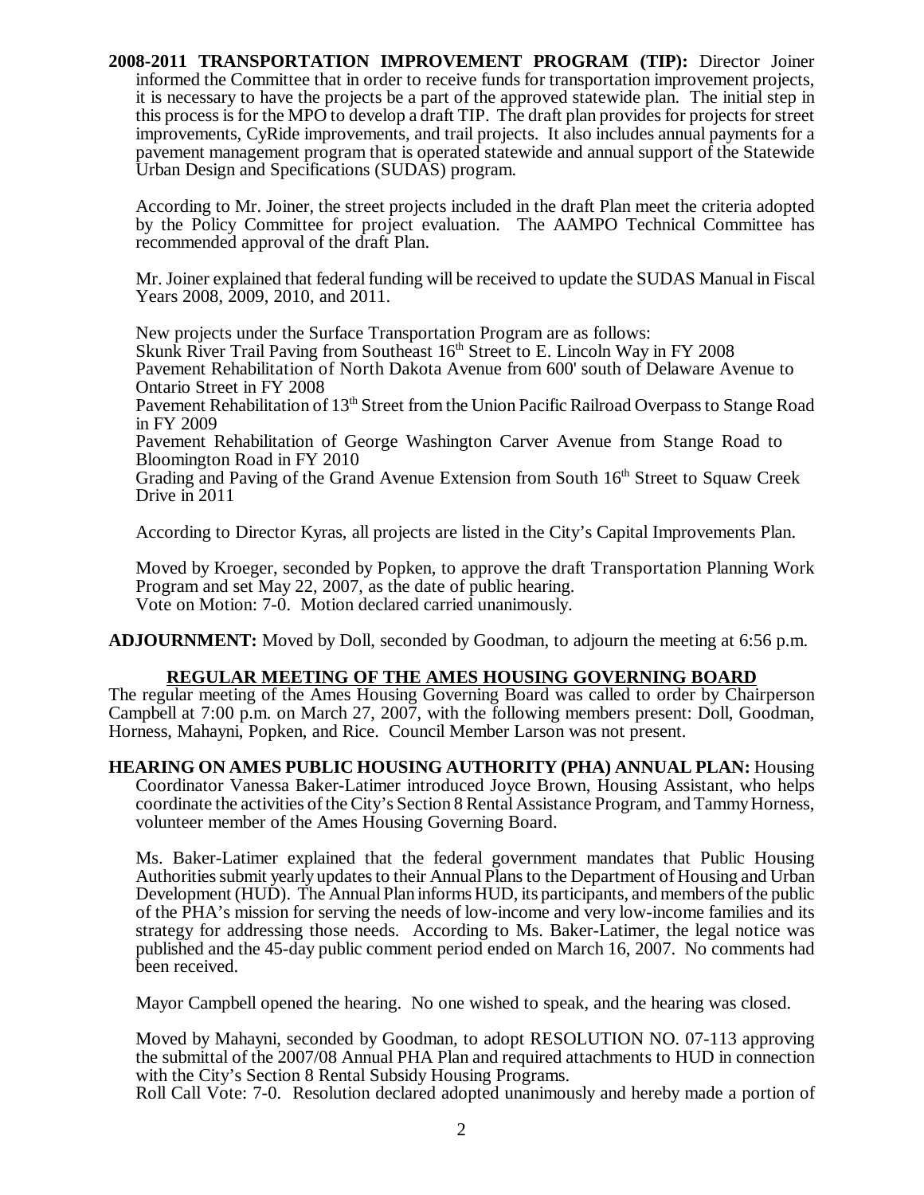**2008-2011 TRANSPORTATION IMPROVEMENT PROGRAM (TIP):** Director Joiner informed the Committee that in order to receive funds for transportation improvement projects, it is necessary to have the projects be a part of the approved statewide plan. The initial step in this process is for the MPO to develop a draft TIP. The draft plan provides for projects for street improvements, CyRide improvements, and trail projects. It also includes annual payments for a pavement management program that is operated statewide and annual support of the Statewide Urban Design and Specifications (SUDAS) program.

According to Mr. Joiner, the street projects included in the draft Plan meet the criteria adopted by the Policy Committee for project evaluation. The AAMPO Technical Committee has recommended approval of the draft Plan.

Mr. Joiner explained that federal funding will be received to update the SUDAS Manual in Fiscal Years 2008, 2009, 2010, and 2011.

New projects under the Surface Transportation Program are as follows:
Skunk River Trail Paving from Southeast 16th Street to E. Lincoln Way in FY 2008
Pavement Rehabilitation of North Dakota Avenue from 600' south of Delaware Avenue to Ontario Street in FY 2008
Pavement Rehabilitation of 13th Street from the Union Pacific Railroad Overpass to Stange Road in FY 2009
Pavement Rehabilitation of George Washington Carver Avenue from Stange Road to Bloomington Road in FY 2010
Grading and Paving of the Grand Avenue Extension from South 16th Street to Squaw Creek Drive in 2011

According to Director Kyras, all projects are listed in the City's Capital Improvements Plan.

Moved by Kroeger, seconded by Popken, to approve the draft Transportation Planning Work Program and set May 22, 2007, as the date of public hearing.
Vote on Motion: 7-0. Motion declared carried unanimously.

**ADJOURNMENT:** Moved by Doll, seconded by Goodman, to adjourn the meeting at 6:56 p.m.

## REGULAR MEETING OF THE AMES HOUSING GOVERNING BOARD

The regular meeting of the Ames Housing Governing Board was called to order by Chairperson Campbell at 7:00 p.m. on March 27, 2007, with the following members present: Doll, Goodman, Horness, Mahayni, Popken, and Rice. Council Member Larson was not present.

**HEARING ON AMES PUBLIC HOUSING AUTHORITY (PHA) ANNUAL PLAN:** Housing Coordinator Vanessa Baker-Latimer introduced Joyce Brown, Housing Assistant, who helps coordinate the activities of the City's Section 8 Rental Assistance Program, and Tammy Horness, volunteer member of the Ames Housing Governing Board.

Ms. Baker-Latimer explained that the federal government mandates that Public Housing Authorities submit yearly updates to their Annual Plans to the Department of Housing and Urban Development (HUD). The Annual Plan informs HUD, its participants, and members of the public of the PHA's mission for serving the needs of low-income and very low-income families and its strategy for addressing those needs. According to Ms. Baker-Latimer, the legal notice was published and the 45-day public comment period ended on March 16, 2007. No comments had been received.

Mayor Campbell opened the hearing. No one wished to speak, and the hearing was closed.

Moved by Mahayni, seconded by Goodman, to adopt RESOLUTION NO. 07-113 approving the submittal of the 2007/08 Annual PHA Plan and required attachments to HUD in connection with the City's Section 8 Rental Subsidy Housing Programs.
Roll Call Vote: 7-0. Resolution declared adopted unanimously and hereby made a portion of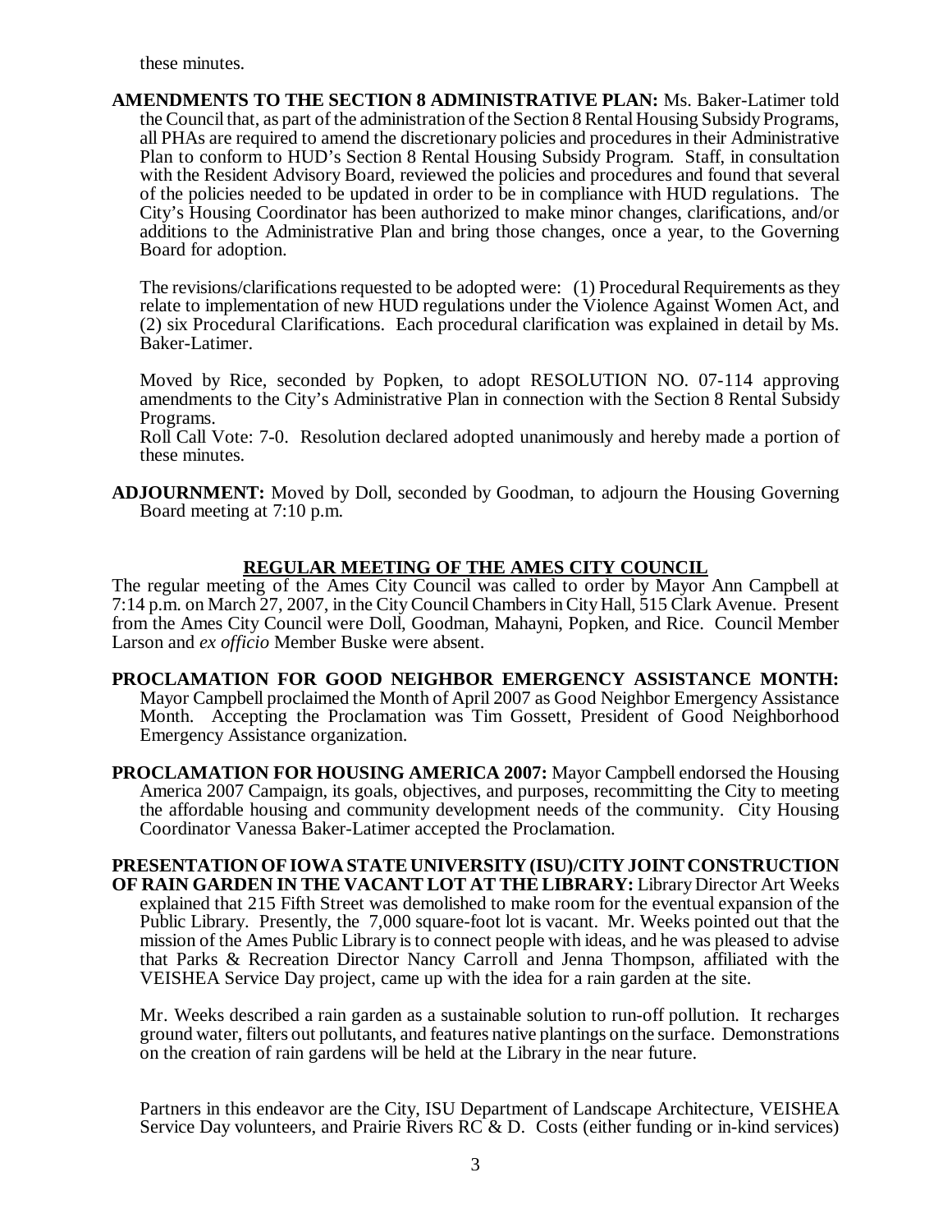these minutes.

**AMENDMENTS TO THE SECTION 8 ADMINISTRATIVE PLAN:** Ms. Baker-Latimer told the Council that, as part of the administration of the Section 8 Rental Housing Subsidy Programs, all PHAs are required to amend the discretionary policies and procedures in their Administrative Plan to conform to HUD's Section 8 Rental Housing Subsidy Program. Staff, in consultation with the Resident Advisory Board, reviewed the policies and procedures and found that several of the policies needed to be updated in order to be in compliance with HUD regulations. The City's Housing Coordinator has been authorized to make minor changes, clarifications, and/or additions to the Administrative Plan and bring those changes, once a year, to the Governing Board for adoption.

The revisions/clarifications requested to be adopted were: (1) Procedural Requirements as they relate to implementation of new HUD regulations under the Violence Against Women Act, and (2) six Procedural Clarifications. Each procedural clarification was explained in detail by Ms. Baker-Latimer.

Moved by Rice, seconded by Popken, to adopt RESOLUTION NO. 07-114 approving amendments to the City's Administrative Plan in connection with the Section 8 Rental Subsidy Programs.

Roll Call Vote: 7-0. Resolution declared adopted unanimously and hereby made a portion of these minutes.

**ADJOURNMENT:** Moved by Doll, seconded by Goodman, to adjourn the Housing Governing Board meeting at 7:10 p.m.

## REGULAR MEETING OF THE AMES CITY COUNCIL

The regular meeting of the Ames City Council was called to order by Mayor Ann Campbell at 7:14 p.m. on March 27, 2007, in the City Council Chambers in City Hall, 515 Clark Avenue. Present from the Ames City Council were Doll, Goodman, Mahayni, Popken, and Rice. Council Member Larson and *ex officio* Member Buske were absent.

**PROCLAMATION FOR GOOD NEIGHBOR EMERGENCY ASSISTANCE MONTH:** Mayor Campbell proclaimed the Month of April 2007 as Good Neighbor Emergency Assistance Month. Accepting the Proclamation was Tim Gossett, President of Good Neighborhood Emergency Assistance organization.

**PROCLAMATION FOR HOUSING AMERICA 2007:** Mayor Campbell endorsed the Housing America 2007 Campaign, its goals, objectives, and purposes, recommitting the City to meeting the affordable housing and community development needs of the community. City Housing Coordinator Vanessa Baker-Latimer accepted the Proclamation.

**PRESENTATION OF IOWA STATE UNIVERSITY (ISU)/CITY JOINT CONSTRUCTION OF RAIN GARDEN IN THE VACANT LOT AT THE LIBRARY:** Library Director Art Weeks explained that 215 Fifth Street was demolished to make room for the eventual expansion of the Public Library. Presently, the 7,000 square-foot lot is vacant. Mr. Weeks pointed out that the mission of the Ames Public Library is to connect people with ideas, and he was pleased to advise that Parks & Recreation Director Nancy Carroll and Jenna Thompson, affiliated with the VEISHEA Service Day project, came up with the idea for a rain garden at the site.

Mr. Weeks described a rain garden as a sustainable solution to run-off pollution. It recharges ground water, filters out pollutants, and features native plantings on the surface. Demonstrations on the creation of rain gardens will be held at the Library in the near future.

Partners in this endeavor are the City, ISU Department of Landscape Architecture, VEISHEA Service Day volunteers, and Prairie Rivers RC & D. Costs (either funding or in-kind services)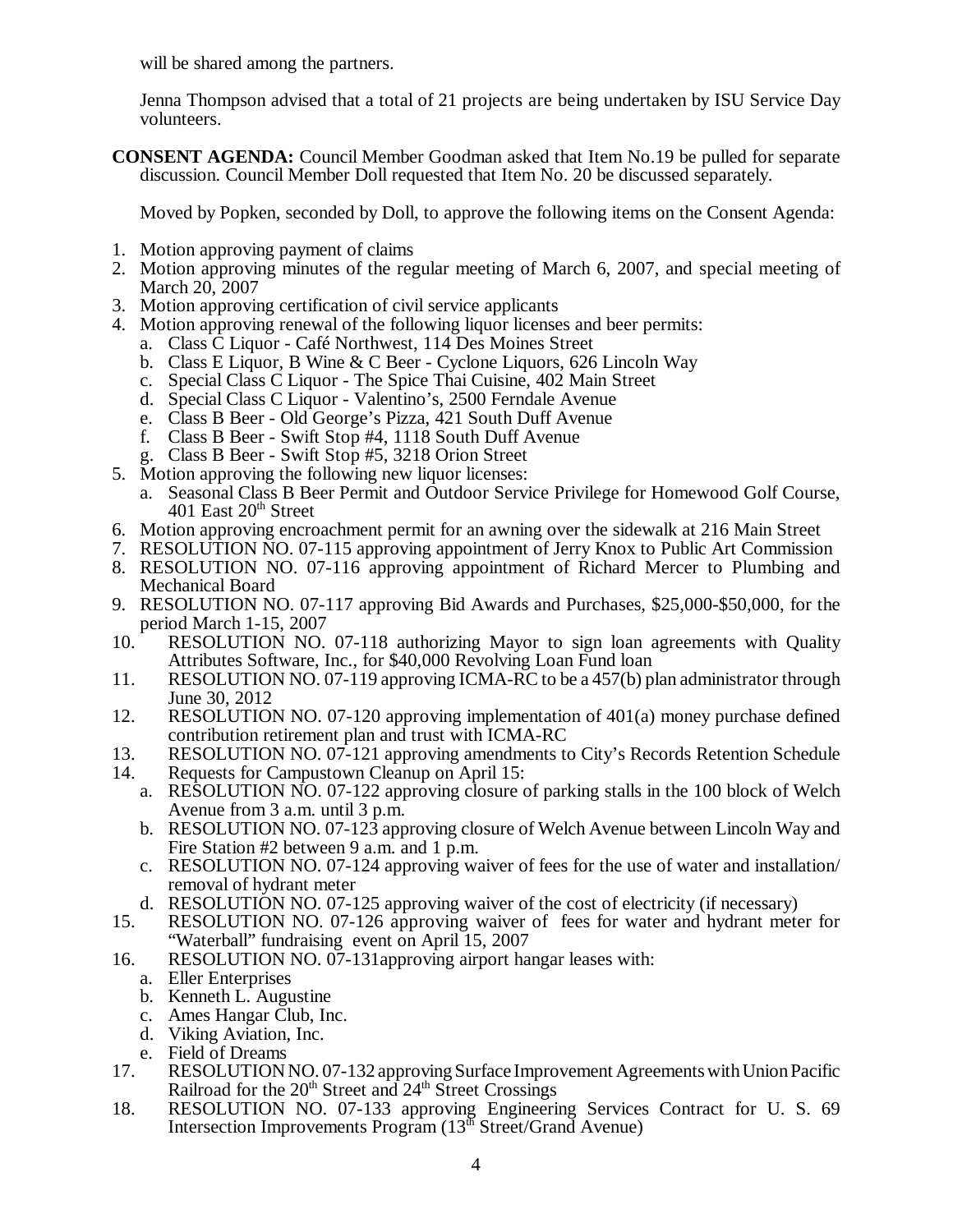will be shared among the partners.

Jenna Thompson advised that a total of 21 projects are being undertaken by ISU Service Day volunteers.

**CONSENT AGENDA:** Council Member Goodman asked that Item No.19 be pulled for separate discussion. Council Member Doll requested that Item No. 20 be discussed separately.

Moved by Popken, seconded by Doll, to approve the following items on the Consent Agenda:

1. Motion approving payment of claims
2. Motion approving minutes of the regular meeting of March 6, 2007, and special meeting of March 20, 2007
3. Motion approving certification of civil service applicants
4. Motion approving renewal of the following liquor licenses and beer permits:
   a. Class C Liquor - Café Northwest, 114 Des Moines Street
   b. Class E Liquor, B Wine & C Beer - Cyclone Liquors, 626 Lincoln Way
   c. Special Class C Liquor - The Spice Thai Cuisine, 402 Main Street
   d. Special Class C Liquor - Valentino's, 2500 Ferndale Avenue
   e. Class B Beer - Old George's Pizza, 421 South Duff Avenue
   f. Class B Beer - Swift Stop #4, 1118 South Duff Avenue
   g. Class B Beer - Swift Stop #5, 3218 Orion Street
5. Motion approving the following new liquor licenses:
   a. Seasonal Class B Beer Permit and Outdoor Service Privilege for Homewood Golf Course, 401 East 20th Street
6. Motion approving encroachment permit for an awning over the sidewalk at 216 Main Street
7. RESOLUTION NO. 07-115 approving appointment of Jerry Knox to Public Art Commission
8. RESOLUTION NO. 07-116 approving appointment of Richard Mercer to Plumbing and Mechanical Board
9. RESOLUTION NO. 07-117 approving Bid Awards and Purchases, $25,000-$50,000, for the period March 1-15, 2007
10. RESOLUTION NO. 07-118 authorizing Mayor to sign loan agreements with Quality Attributes Software, Inc., for $40,000 Revolving Loan Fund loan
11. RESOLUTION NO. 07-119 approving ICMA-RC to be a 457(b) plan administrator through June 30, 2012
12. RESOLUTION NO. 07-120 approving implementation of 401(a) money purchase defined contribution retirement plan and trust with ICMA-RC
13. RESOLUTION NO. 07-121 approving amendments to City's Records Retention Schedule
14. Requests for Campustown Cleanup on April 15:
    a. RESOLUTION NO. 07-122 approving closure of parking stalls in the 100 block of Welch Avenue from 3 a.m. until 3 p.m.
    b. RESOLUTION NO. 07-123 approving closure of Welch Avenue between Lincoln Way and Fire Station #2 between 9 a.m. and 1 p.m.
    c. RESOLUTION NO. 07-124 approving waiver of fees for the use of water and installation/removal of hydrant meter
    d. RESOLUTION NO. 07-125 approving waiver of the cost of electricity (if necessary)
15. RESOLUTION NO. 07-126 approving waiver of fees for water and hydrant meter for "Waterball" fundraising event on April 15, 2007
16. RESOLUTION NO. 07-131approving airport hangar leases with:
    a. Eller Enterprises
    b. Kenneth L. Augustine
    c. Ames Hangar Club, Inc.
    d. Viking Aviation, Inc.
    e. Field of Dreams
17. RESOLUTION NO. 07-132 approving Surface Improvement Agreements with Union Pacific Railroad for the 20th Street and 24th Street Crossings
18. RESOLUTION NO. 07-133 approving Engineering Services Contract for U. S. 69 Intersection Improvements Program (13th Street/Grand Avenue)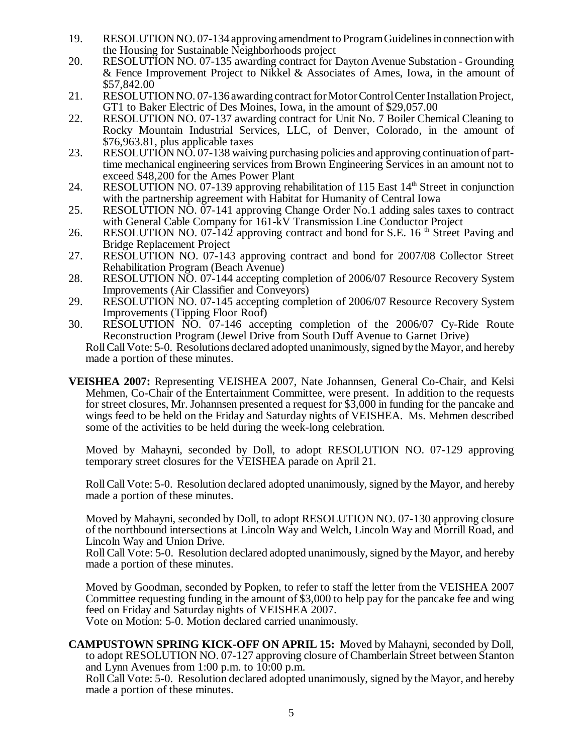19. RESOLUTION NO. 07-134 approving amendment to Program Guidelines in connection with the Housing for Sustainable Neighborhoods project
20. RESOLUTION NO. 07-135 awarding contract for Dayton Avenue Substation - Grounding & Fence Improvement Project to Nikkel & Associates of Ames, Iowa, in the amount of $57,842.00
21. RESOLUTION NO. 07-136 awarding contract for Motor Control Center Installation Project, GT1 to Baker Electric of Des Moines, Iowa, in the amount of $29,057.00
22. RESOLUTION NO. 07-137 awarding contract for Unit No. 7 Boiler Chemical Cleaning to Rocky Mountain Industrial Services, LLC, of Denver, Colorado, in the amount of $76,963.81, plus applicable taxes
23. RESOLUTION NO. 07-138 waiving purchasing policies and approving continuation of part-time mechanical engineering services from Brown Engineering Services in an amount not to exceed $48,200 for the Ames Power Plant
24. RESOLUTION NO. 07-139 approving rehabilitation of 115 East 14th Street in conjunction with the partnership agreement with Habitat for Humanity of Central Iowa
25. RESOLUTION NO. 07-141 approving Change Order No.1 adding sales taxes to contract with General Cable Company for 161-kV Transmission Line Conductor Project
26. RESOLUTION NO. 07-142 approving contract and bond for S.E. 16 th Street Paving and Bridge Replacement Project
27. RESOLUTION NO. 07-143 approving contract and bond for 2007/08 Collector Street Rehabilitation Program (Beach Avenue)
28. RESOLUTION NO. 07-144 accepting completion of 2006/07 Resource Recovery System Improvements (Air Classifier and Conveyors)
29. RESOLUTION NO. 07-145 accepting completion of 2006/07 Resource Recovery System Improvements (Tipping Floor Roof)
30. RESOLUTION NO. 07-146 accepting completion of the 2006/07 Cy-Ride Route Reconstruction Program (Jewel Drive from South Duff Avenue to Garnet Drive)

Roll Call Vote: 5-0. Resolutions declared adopted unanimously, signed by the Mayor, and hereby made a portion of these minutes.

**VEISHEA 2007:** Representing VEISHEA 2007, Nate Johannsen, General Co-Chair, and Kelsi Mehmen, Co-Chair of the Entertainment Committee, were present. In addition to the requests for street closures, Mr. Johannsen presented a request for $3,000 in funding for the pancake and wings feed to be held on the Friday and Saturday nights of VEISHEA. Ms. Mehmen described some of the activities to be held during the week-long celebration.

Moved by Mahayni, seconded by Doll, to adopt RESOLUTION NO. 07-129 approving temporary street closures for the VEISHEA parade on April 21.

Roll Call Vote: 5-0. Resolution declared adopted unanimously, signed by the Mayor, and hereby made a portion of these minutes.

Moved by Mahayni, seconded by Doll, to adopt RESOLUTION NO. 07-130 approving closure of the northbound intersections at Lincoln Way and Welch, Lincoln Way and Morrill Road, and Lincoln Way and Union Drive.
Roll Call Vote: 5-0. Resolution declared adopted unanimously, signed by the Mayor, and hereby made a portion of these minutes.

Moved by Goodman, seconded by Popken, to refer to staff the letter from the VEISHEA 2007 Committee requesting funding in the amount of $3,000 to help pay for the pancake fee and wing feed on Friday and Saturday nights of VEISHEA 2007.
Vote on Motion: 5-0. Motion declared carried unanimously.

**CAMPUSTOWN SPRING KICK-OFF ON APRIL 15:** Moved by Mahayni, seconded by Doll, to adopt RESOLUTION NO. 07-127 approving closure of Chamberlain Street between Stanton and Lynn Avenues from 1:00 p.m. to 10:00 p.m.
Roll Call Vote: 5-0. Resolution declared adopted unanimously, signed by the Mayor, and hereby made a portion of these minutes.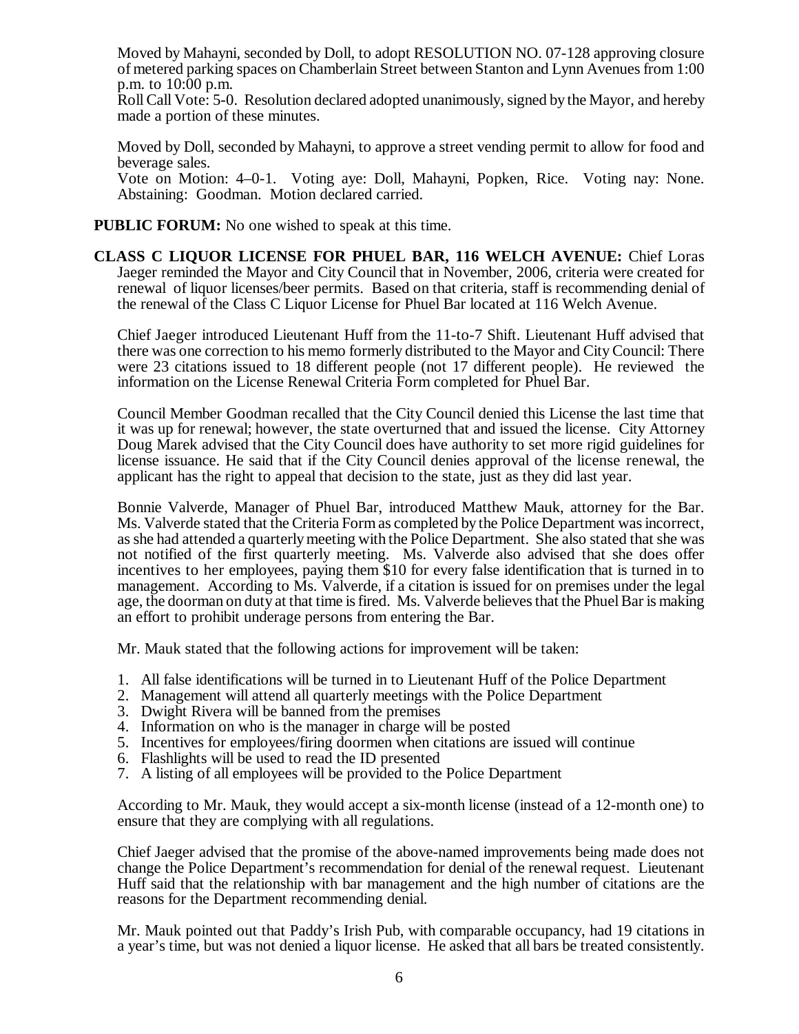Moved by Mahayni, seconded by Doll, to adopt RESOLUTION NO. 07-128 approving closure of metered parking spaces on Chamberlain Street between Stanton and Lynn Avenues from 1:00 p.m. to 10:00 p.m.
Roll Call Vote: 5-0. Resolution declared adopted unanimously, signed by the Mayor, and hereby made a portion of these minutes.

Moved by Doll, seconded by Mahayni, to approve a street vending permit to allow for food and beverage sales.
Vote on Motion: 4–0-1. Voting aye: Doll, Mahayni, Popken, Rice. Voting nay: None. Abstaining: Goodman. Motion declared carried.

**PUBLIC FORUM:** No one wished to speak at this time.

**CLASS C LIQUOR LICENSE FOR PHUEL BAR, 116 WELCH AVENUE:** Chief Loras Jaeger reminded the Mayor and City Council that in November, 2006, criteria were created for renewal of liquor licenses/beer permits. Based on that criteria, staff is recommending denial of the renewal of the Class C Liquor License for Phuel Bar located at 116 Welch Avenue.

Chief Jaeger introduced Lieutenant Huff from the 11-to-7 Shift. Lieutenant Huff advised that there was one correction to his memo formerly distributed to the Mayor and City Council: There were 23 citations issued to 18 different people (not 17 different people). He reviewed the information on the License Renewal Criteria Form completed for Phuel Bar.

Council Member Goodman recalled that the City Council denied this License the last time that it was up for renewal; however, the state overturned that and issued the license. City Attorney Doug Marek advised that the City Council does have authority to set more rigid guidelines for license issuance. He said that if the City Council denies approval of the license renewal, the applicant has the right to appeal that decision to the state, just as they did last year.

Bonnie Valverde, Manager of Phuel Bar, introduced Matthew Mauk, attorney for the Bar. Ms. Valverde stated that the Criteria Form as completed by the Police Department was incorrect, as she had attended a quarterly meeting with the Police Department. She also stated that she was not notified of the first quarterly meeting. Ms. Valverde also advised that she does offer incentives to her employees, paying them $10 for every false identification that is turned in to management. According to Ms. Valverde, if a citation is issued for on premises under the legal age, the doorman on duty at that time is fired. Ms. Valverde believes that the Phuel Bar is making an effort to prohibit underage persons from entering the Bar.

Mr. Mauk stated that the following actions for improvement will be taken:

1. All false identifications will be turned in to Lieutenant Huff of the Police Department
2. Management will attend all quarterly meetings with the Police Department
3. Dwight Rivera will be banned from the premises
4. Information on who is the manager in charge will be posted
5. Incentives for employees/firing doormen when citations are issued will continue
6. Flashlights will be used to read the ID presented
7. A listing of all employees will be provided to the Police Department

According to Mr. Mauk, they would accept a six-month license (instead of a 12-month one) to ensure that they are complying with all regulations.

Chief Jaeger advised that the promise of the above-named improvements being made does not change the Police Department's recommendation for denial of the renewal request. Lieutenant Huff said that the relationship with bar management and the high number of citations are the reasons for the Department recommending denial.

Mr. Mauk pointed out that Paddy's Irish Pub, with comparable occupancy, had 19 citations in a year's time, but was not denied a liquor license. He asked that all bars be treated consistently.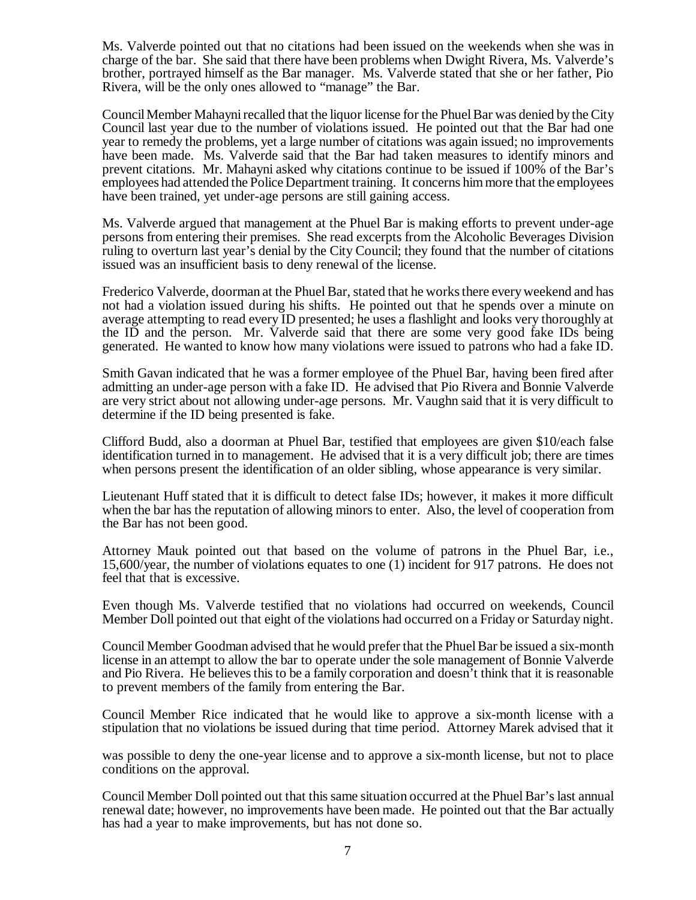Ms. Valverde pointed out that no citations had been issued on the weekends when she was in charge of the bar. She said that there have been problems when Dwight Rivera, Ms. Valverde's brother, portrayed himself as the Bar manager. Ms. Valverde stated that she or her father, Pio Rivera, will be the only ones allowed to "manage" the Bar.

Council Member Mahayni recalled that the liquor license for the Phuel Bar was denied by the City Council last year due to the number of violations issued. He pointed out that the Bar had one year to remedy the problems, yet a large number of citations was again issued; no improvements have been made. Ms. Valverde said that the Bar had taken measures to identify minors and prevent citations. Mr. Mahayni asked why citations continue to be issued if 100% of the Bar's employees had attended the Police Department training. It concerns him more that the employees have been trained, yet under-age persons are still gaining access.

Ms. Valverde argued that management at the Phuel Bar is making efforts to prevent under-age persons from entering their premises. She read excerpts from the Alcoholic Beverages Division ruling to overturn last year's denial by the City Council; they found that the number of citations issued was an insufficient basis to deny renewal of the license.

Frederico Valverde, doorman at the Phuel Bar, stated that he works there every weekend and has not had a violation issued during his shifts. He pointed out that he spends over a minute on average attempting to read every ID presented; he uses a flashlight and looks very thoroughly at the ID and the person. Mr. Valverde said that there are some very good fake IDs being generated. He wanted to know how many violations were issued to patrons who had a fake ID.

Smith Gavan indicated that he was a former employee of the Phuel Bar, having been fired after admitting an under-age person with a fake ID. He advised that Pio Rivera and Bonnie Valverde are very strict about not allowing under-age persons. Mr. Vaughn said that it is very difficult to determine if the ID being presented is fake.

Clifford Budd, also a doorman at Phuel Bar, testified that employees are given $10/each false identification turned in to management. He advised that it is a very difficult job; there are times when persons present the identification of an older sibling, whose appearance is very similar.

Lieutenant Huff stated that it is difficult to detect false IDs; however, it makes it more difficult when the bar has the reputation of allowing minors to enter. Also, the level of cooperation from the Bar has not been good.

Attorney Mauk pointed out that based on the volume of patrons in the Phuel Bar, i.e., 15,600/year, the number of violations equates to one (1) incident for 917 patrons. He does not feel that that is excessive.

Even though Ms. Valverde testified that no violations had occurred on weekends, Council Member Doll pointed out that eight of the violations had occurred on a Friday or Saturday night.

Council Member Goodman advised that he would prefer that the Phuel Bar be issued a six-month license in an attempt to allow the bar to operate under the sole management of Bonnie Valverde and Pio Rivera. He believes this to be a family corporation and doesn't think that it is reasonable to prevent members of the family from entering the Bar.

Council Member Rice indicated that he would like to approve a six-month license with a stipulation that no violations be issued during that time period. Attorney Marek advised that it was possible to deny the one-year license and to approve a six-month license, but not to place conditions on the approval.

Council Member Doll pointed out that this same situation occurred at the Phuel Bar's last annual renewal date; however, no improvements have been made. He pointed out that the Bar actually has had a year to make improvements, but has not done so.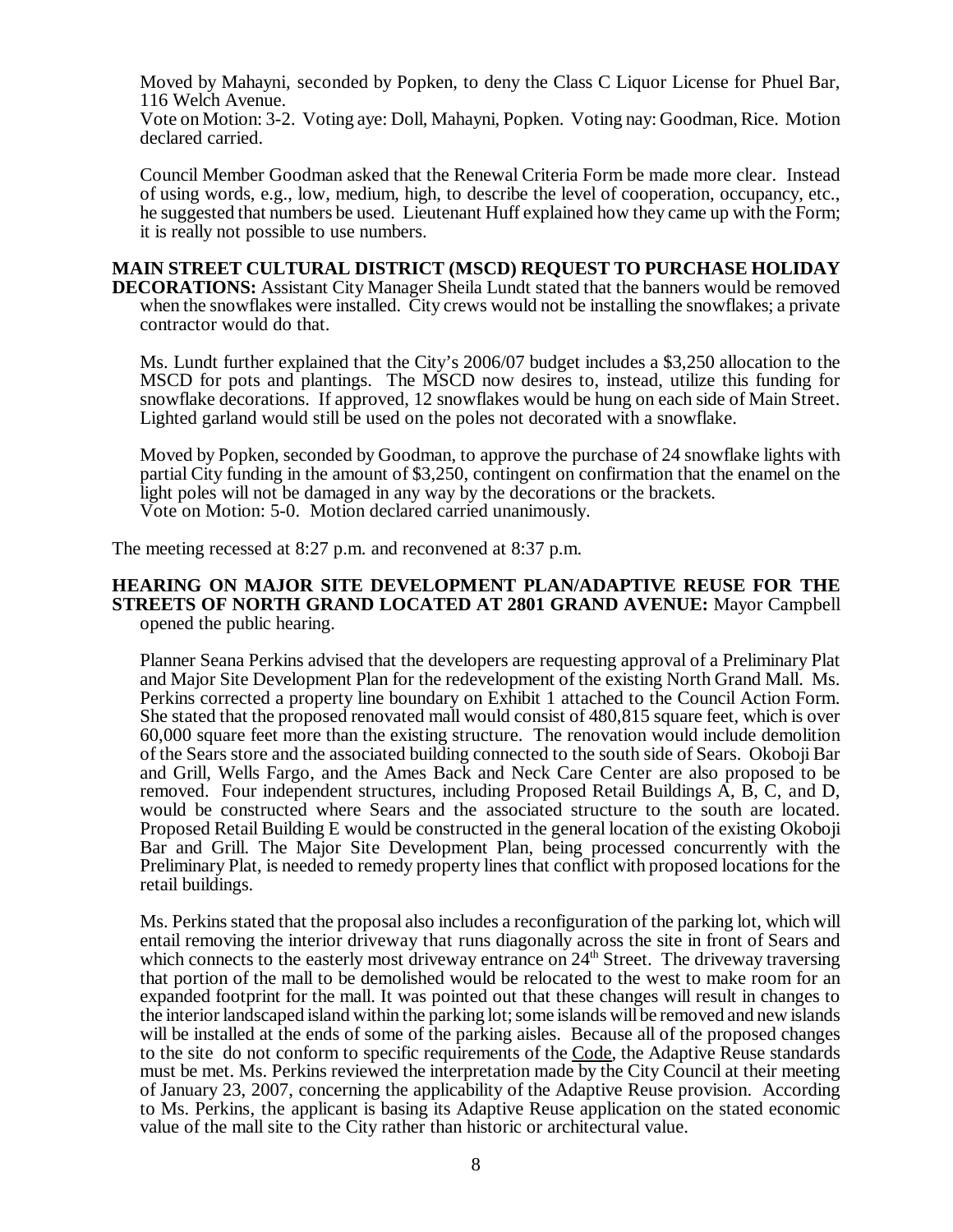Moved by Mahayni, seconded by Popken, to deny the Class C Liquor License for Phuel Bar, 116 Welch Avenue.

Vote on Motion: 3-2. Voting aye: Doll, Mahayni, Popken. Voting nay: Goodman, Rice. Motion declared carried.

Council Member Goodman asked that the Renewal Criteria Form be made more clear. Instead of using words, e.g., low, medium, high, to describe the level of cooperation, occupancy, etc., he suggested that numbers be used. Lieutenant Huff explained how they came up with the Form; it is really not possible to use numbers.

**MAIN STREET CULTURAL DISTRICT (MSCD) REQUEST TO PURCHASE HOLIDAY DECORATIONS:** Assistant City Manager Sheila Lundt stated that the banners would be removed when the snowflakes were installed. City crews would not be installing the snowflakes; a private contractor would do that.

Ms. Lundt further explained that the City's 2006/07 budget includes a $3,250 allocation to the MSCD for pots and plantings. The MSCD now desires to, instead, utilize this funding for snowflake decorations. If approved, 12 snowflakes would be hung on each side of Main Street. Lighted garland would still be used on the poles not decorated with a snowflake.

Moved by Popken, seconded by Goodman, to approve the purchase of 24 snowflake lights with partial City funding in the amount of $3,250, contingent on confirmation that the enamel on the light poles will not be damaged in any way by the decorations or the brackets.

Vote on Motion: 5-0. Motion declared carried unanimously.

The meeting recessed at 8:27 p.m. and reconvened at 8:37 p.m.

**HEARING ON MAJOR SITE DEVELOPMENT PLAN/ADAPTIVE REUSE FOR THE STREETS OF NORTH GRAND LOCATED AT 2801 GRAND AVENUE:** Mayor Campbell opened the public hearing.

Planner Seana Perkins advised that the developers are requesting approval of a Preliminary Plat and Major Site Development Plan for the redevelopment of the existing North Grand Mall. Ms. Perkins corrected a property line boundary on Exhibit 1 attached to the Council Action Form. She stated that the proposed renovated mall would consist of 480,815 square feet, which is over 60,000 square feet more than the existing structure. The renovation would include demolition of the Sears store and the associated building connected to the south side of Sears. Okoboji Bar and Grill, Wells Fargo, and the Ames Back and Neck Care Center are also proposed to be removed. Four independent structures, including Proposed Retail Buildings A, B, C, and D, would be constructed where Sears and the associated structure to the south are located. Proposed Retail Building E would be constructed in the general location of the existing Okoboji Bar and Grill. The Major Site Development Plan, being processed concurrently with the Preliminary Plat, is needed to remedy property lines that conflict with proposed locations for the retail buildings.

Ms. Perkins stated that the proposal also includes a reconfiguration of the parking lot, which will entail removing the interior driveway that runs diagonally across the site in front of Sears and which connects to the easterly most driveway entrance on 24th Street. The driveway traversing that portion of the mall to be demolished would be relocated to the west to make room for an expanded footprint for the mall. It was pointed out that these changes will result in changes to the interior landscaped island within the parking lot; some islands will be removed and new islands will be installed at the ends of some of the parking aisles. Because all of the proposed changes to the site do not conform to specific requirements of the Code, the Adaptive Reuse standards must be met. Ms. Perkins reviewed the interpretation made by the City Council at their meeting of January 23, 2007, concerning the applicability of the Adaptive Reuse provision. According to Ms. Perkins, the applicant is basing its Adaptive Reuse application on the stated economic value of the mall site to the City rather than historic or architectural value.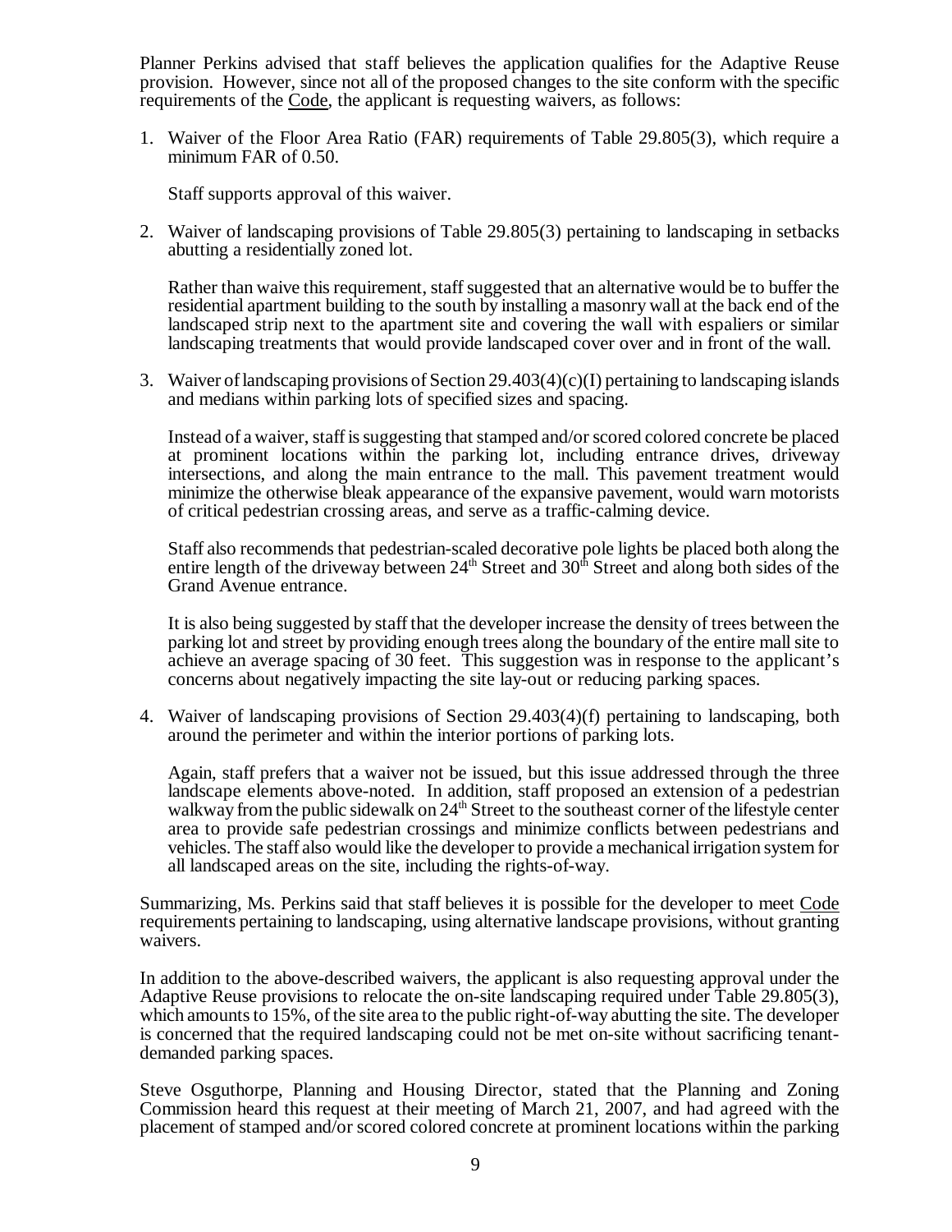Planner Perkins advised that staff believes the application qualifies for the Adaptive Reuse provision. However, since not all of the proposed changes to the site conform with the specific requirements of the Code, the applicant is requesting waivers, as follows:

1. Waiver of the Floor Area Ratio (FAR) requirements of Table 29.805(3), which require a minimum FAR of 0.50.

   Staff supports approval of this waiver.

2. Waiver of landscaping provisions of Table 29.805(3) pertaining to landscaping in setbacks abutting a residentially zoned lot.

   Rather than waive this requirement, staff suggested that an alternative would be to buffer the residential apartment building to the south by installing a masonry wall at the back end of the landscaped strip next to the apartment site and covering the wall with espaliers or similar landscaping treatments that would provide landscaped cover over and in front of the wall.

3. Waiver of landscaping provisions of Section 29.403(4)(c)(I) pertaining to landscaping islands and medians within parking lots of specified sizes and spacing.

   Instead of a waiver, staff is suggesting that stamped and/or scored colored concrete be placed at prominent locations within the parking lot, including entrance drives, driveway intersections, and along the main entrance to the mall. This pavement treatment would minimize the otherwise bleak appearance of the expansive pavement, would warn motorists of critical pedestrian crossing areas, and serve as a traffic-calming device.

   Staff also recommends that pedestrian-scaled decorative pole lights be placed both along the entire length of the driveway between 24th Street and 30th Street and along both sides of the Grand Avenue entrance.

   It is also being suggested by staff that the developer increase the density of trees between the parking lot and street by providing enough trees along the boundary of the entire mall site to achieve an average spacing of 30 feet. This suggestion was in response to the applicant's concerns about negatively impacting the site lay-out or reducing parking spaces.

4. Waiver of landscaping provisions of Section 29.403(4)(f) pertaining to landscaping, both around the perimeter and within the interior portions of parking lots.

   Again, staff prefers that a waiver not be issued, but this issue addressed through the three landscape elements above-noted. In addition, staff proposed an extension of a pedestrian walkway from the public sidewalk on 24th Street to the southeast corner of the lifestyle center area to provide safe pedestrian crossings and minimize conflicts between pedestrians and vehicles. The staff also would like the developer to provide a mechanical irrigation system for all landscaped areas on the site, including the rights-of-way.

Summarizing, Ms. Perkins said that staff believes it is possible for the developer to meet Code requirements pertaining to landscaping, using alternative landscape provisions, without granting waivers.

In addition to the above-described waivers, the applicant is also requesting approval under the Adaptive Reuse provisions to relocate the on-site landscaping required under Table 29.805(3), which amounts to 15%, of the site area to the public right-of-way abutting the site. The developer is concerned that the required landscaping could not be met on-site without sacrificing tenant-demanded parking spaces.

Steve Osguthorpe, Planning and Housing Director, stated that the Planning and Zoning Commission heard this request at their meeting of March 21, 2007, and had agreed with the placement of stamped and/or scored colored concrete at prominent locations within the parking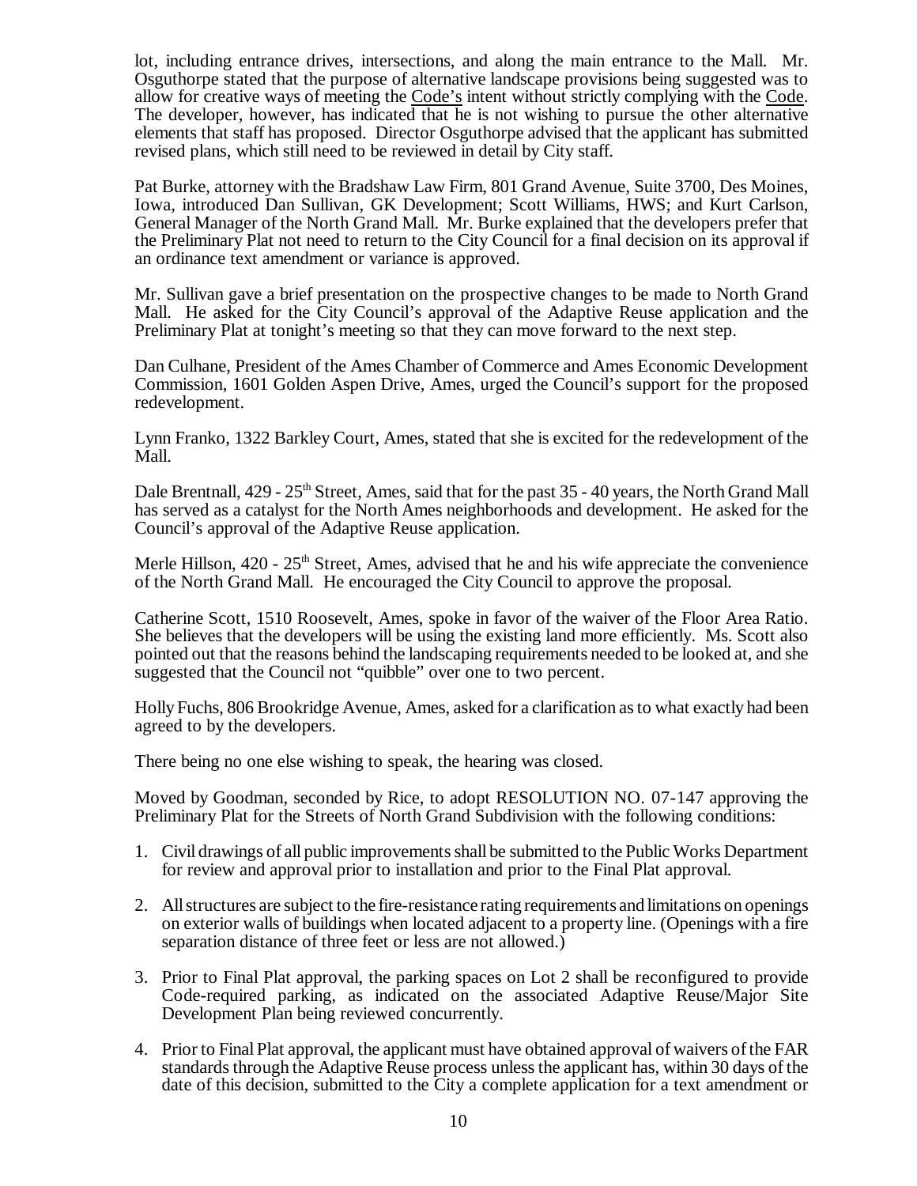lot, including entrance drives, intersections, and along the main entrance to the Mall. Mr. Osguthorpe stated that the purpose of alternative landscape provisions being suggested was to allow for creative ways of meeting the Code's intent without strictly complying with the Code. The developer, however, has indicated that he is not wishing to pursue the other alternative elements that staff has proposed. Director Osguthorpe advised that the applicant has submitted revised plans, which still need to be reviewed in detail by City staff.

Pat Burke, attorney with the Bradshaw Law Firm, 801 Grand Avenue, Suite 3700, Des Moines, Iowa, introduced Dan Sullivan, GK Development; Scott Williams, HWS; and Kurt Carlson, General Manager of the North Grand Mall. Mr. Burke explained that the developers prefer that the Preliminary Plat not need to return to the City Council for a final decision on its approval if an ordinance text amendment or variance is approved.

Mr. Sullivan gave a brief presentation on the prospective changes to be made to North Grand Mall. He asked for the City Council's approval of the Adaptive Reuse application and the Preliminary Plat at tonight's meeting so that they can move forward to the next step.

Dan Culhane, President of the Ames Chamber of Commerce and Ames Economic Development Commission, 1601 Golden Aspen Drive, Ames, urged the Council's support for the proposed redevelopment.

Lynn Franko, 1322 Barkley Court, Ames, stated that she is excited for the redevelopment of the Mall.

Dale Brentnall, 429 - 25th Street, Ames, said that for the past 35 - 40 years, the North Grand Mall has served as a catalyst for the North Ames neighborhoods and development. He asked for the Council's approval of the Adaptive Reuse application.

Merle Hillson, 420 - 25th Street, Ames, advised that he and his wife appreciate the convenience of the North Grand Mall. He encouraged the City Council to approve the proposal.

Catherine Scott, 1510 Roosevelt, Ames, spoke in favor of the waiver of the Floor Area Ratio. She believes that the developers will be using the existing land more efficiently. Ms. Scott also pointed out that the reasons behind the landscaping requirements needed to be looked at, and she suggested that the Council not "quibble" over one to two percent.

Holly Fuchs, 806 Brookridge Avenue, Ames, asked for a clarification as to what exactly had been agreed to by the developers.

There being no one else wishing to speak, the hearing was closed.

Moved by Goodman, seconded by Rice, to adopt RESOLUTION NO. 07-147 approving the Preliminary Plat for the Streets of North Grand Subdivision with the following conditions:

1. Civil drawings of all public improvements shall be submitted to the Public Works Department for review and approval prior to installation and prior to the Final Plat approval.

2. All structures are subject to the fire-resistance rating requirements and limitations on openings on exterior walls of buildings when located adjacent to a property line. (Openings with a fire separation distance of three feet or less are not allowed.)

3. Prior to Final Plat approval, the parking spaces on Lot 2 shall be reconfigured to provide Code-required parking, as indicated on the associated Adaptive Reuse/Major Site Development Plan being reviewed concurrently.

4. Prior to Final Plat approval, the applicant must have obtained approval of waivers of the FAR standards through the Adaptive Reuse process unless the applicant has, within 30 days of the date of this decision, submitted to the City a complete application for a text amendment or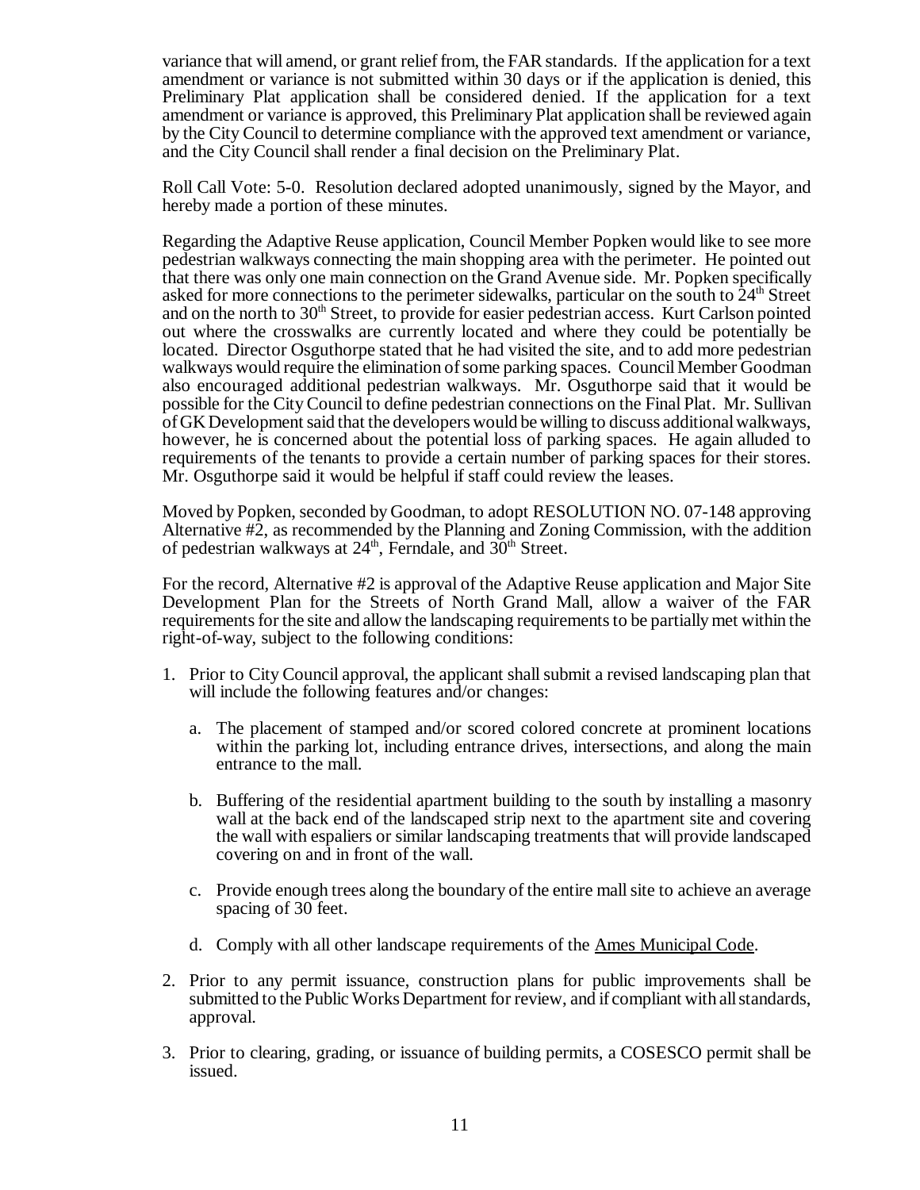variance that will amend, or grant relief from, the FAR standards. If the application for a text amendment or variance is not submitted within 30 days or if the application is denied, this Preliminary Plat application shall be considered denied. If the application for a text amendment or variance is approved, this Preliminary Plat application shall be reviewed again by the City Council to determine compliance with the approved text amendment or variance, and the City Council shall render a final decision on the Preliminary Plat.

Roll Call Vote: 5-0. Resolution declared adopted unanimously, signed by the Mayor, and hereby made a portion of these minutes.

Regarding the Adaptive Reuse application, Council Member Popken would like to see more pedestrian walkways connecting the main shopping area with the perimeter. He pointed out that there was only one main connection on the Grand Avenue side. Mr. Popken specifically asked for more connections to the perimeter sidewalks, particular on the south to 24th Street and on the north to 30th Street, to provide for easier pedestrian access. Kurt Carlson pointed out where the crosswalks are currently located and where they could be potentially be located. Director Osguthorpe stated that he had visited the site, and to add more pedestrian walkways would require the elimination of some parking spaces. Council Member Goodman also encouraged additional pedestrian walkways. Mr. Osguthorpe said that it would be possible for the City Council to define pedestrian connections on the Final Plat. Mr. Sullivan of GK Development said that the developers would be willing to discuss additional walkways, however, he is concerned about the potential loss of parking spaces. He again alluded to requirements of the tenants to provide a certain number of parking spaces for their stores. Mr. Osguthorpe said it would be helpful if staff could review the leases.

Moved by Popken, seconded by Goodman, to adopt RESOLUTION NO. 07-148 approving Alternative #2, as recommended by the Planning and Zoning Commission, with the addition of pedestrian walkways at 24th, Ferndale, and 30th Street.

For the record, Alternative #2 is approval of the Adaptive Reuse application and Major Site Development Plan for the Streets of North Grand Mall, allow a waiver of the FAR requirements for the site and allow the landscaping requirements to be partially met within the right-of-way, subject to the following conditions:

1. Prior to City Council approval, the applicant shall submit a revised landscaping plan that will include the following features and/or changes:

   a. The placement of stamped and/or scored colored concrete at prominent locations within the parking lot, including entrance drives, intersections, and along the main entrance to the mall.

   b. Buffering of the residential apartment building to the south by installing a masonry wall at the back end of the landscaped strip next to the apartment site and covering the wall with espaliers or similar landscaping treatments that will provide landscaped covering on and in front of the wall.

   c. Provide enough trees along the boundary of the entire mall site to achieve an average spacing of 30 feet.

   d. Comply with all other landscape requirements of the Ames Municipal Code.

2. Prior to any permit issuance, construction plans for public improvements shall be submitted to the Public Works Department for review, and if compliant with all standards, approval.

3. Prior to clearing, grading, or issuance of building permits, a COSESCO permit shall be issued.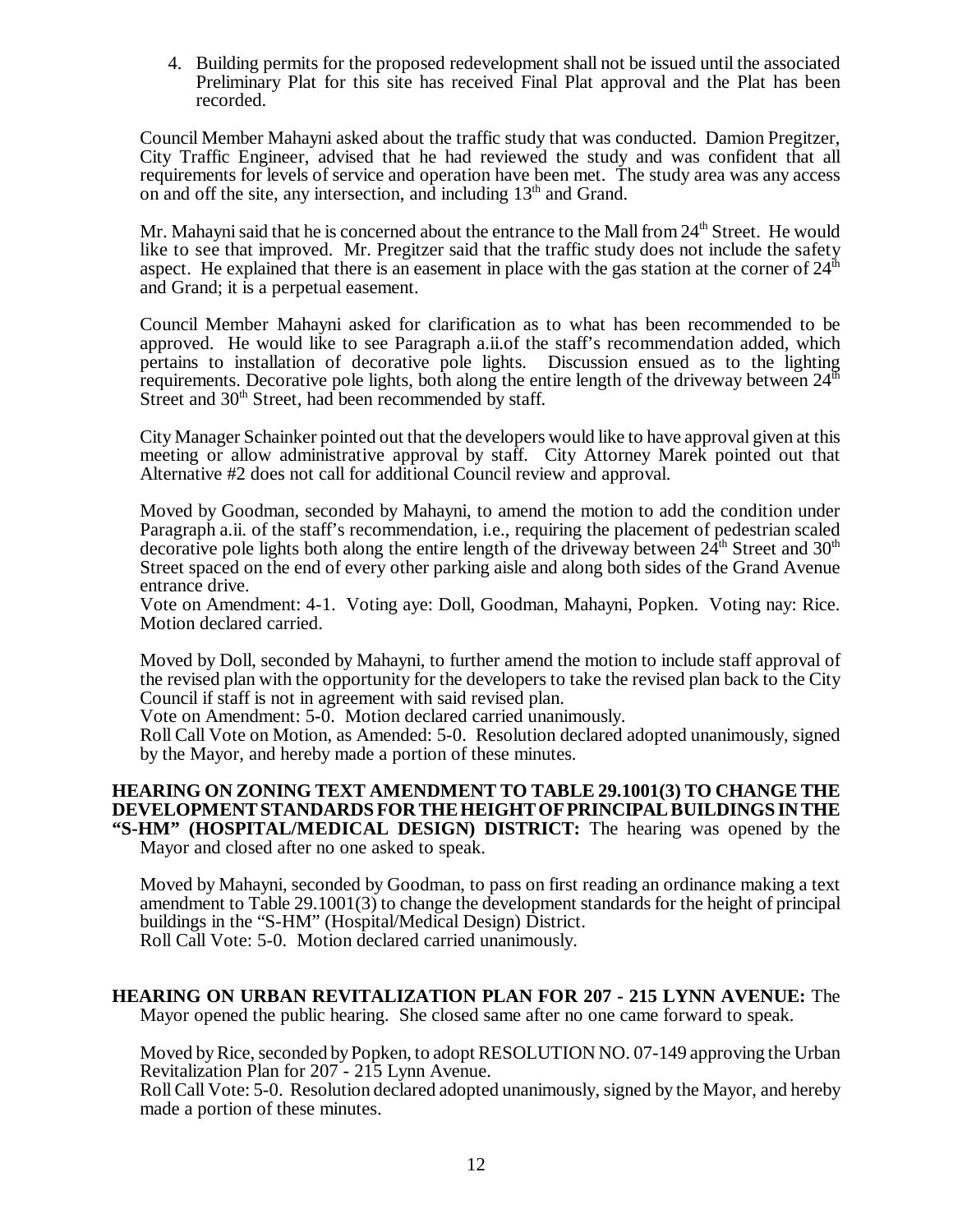4. Building permits for the proposed redevelopment shall not be issued until the associated Preliminary Plat for this site has received Final Plat approval and the Plat has been recorded.

Council Member Mahayni asked about the traffic study that was conducted. Damion Pregitzer, City Traffic Engineer, advised that he had reviewed the study and was confident that all requirements for levels of service and operation have been met. The study area was any access on and off the site, any intersection, and including 13th and Grand.

Mr. Mahayni said that he is concerned about the entrance to the Mall from 24th Street. He would like to see that improved. Mr. Pregitzer said that the traffic study does not include the safety aspect. He explained that there is an easement in place with the gas station at the corner of 24th and Grand; it is a perpetual easement.

Council Member Mahayni asked for clarification as to what has been recommended to be approved. He would like to see Paragraph a.ii.of the staff's recommendation added, which pertains to installation of decorative pole lights. Discussion ensued as to the lighting requirements. Decorative pole lights, both along the entire length of the driveway between 24th Street and 30th Street, had been recommended by staff.

City Manager Schainker pointed out that the developers would like to have approval given at this meeting or allow administrative approval by staff. City Attorney Marek pointed out that Alternative #2 does not call for additional Council review and approval.

Moved by Goodman, seconded by Mahayni, to amend the motion to add the condition under Paragraph a.ii. of the staff's recommendation, i.e., requiring the placement of pedestrian scaled decorative pole lights both along the entire length of the driveway between 24th Street and 30th Street spaced on the end of every other parking aisle and along both sides of the Grand Avenue entrance drive.
Vote on Amendment: 4-1. Voting aye: Doll, Goodman, Mahayni, Popken. Voting nay: Rice. Motion declared carried.

Moved by Doll, seconded by Mahayni, to further amend the motion to include staff approval of the revised plan with the opportunity for the developers to take the revised plan back to the City Council if staff is not in agreement with said revised plan.
Vote on Amendment: 5-0. Motion declared carried unanimously.
Roll Call Vote on Motion, as Amended: 5-0. Resolution declared adopted unanimously, signed by the Mayor, and hereby made a portion of these minutes.

**HEARING ON ZONING TEXT AMENDMENT TO TABLE 29.1001(3) TO CHANGE THE DEVELOPMENT STANDARDS FOR THE HEIGHT OF PRINCIPAL BUILDINGS IN THE "S-HM" (HOSPITAL/MEDICAL DESIGN) DISTRICT:** The hearing was opened by the Mayor and closed after no one asked to speak.

Moved by Mahayni, seconded by Goodman, to pass on first reading an ordinance making a text amendment to Table 29.1001(3) to change the development standards for the height of principal buildings in the "S-HM" (Hospital/Medical Design) District.
Roll Call Vote: 5-0. Motion declared carried unanimously.

**HEARING ON URBAN REVITALIZATION PLAN FOR 207 - 215 LYNN AVENUE:** The Mayor opened the public hearing. She closed same after no one came forward to speak.

Moved by Rice, seconded by Popken, to adopt RESOLUTION NO. 07-149 approving the Urban Revitalization Plan for 207 - 215 Lynn Avenue.
Roll Call Vote: 5-0. Resolution declared adopted unanimously, signed by the Mayor, and hereby made a portion of these minutes.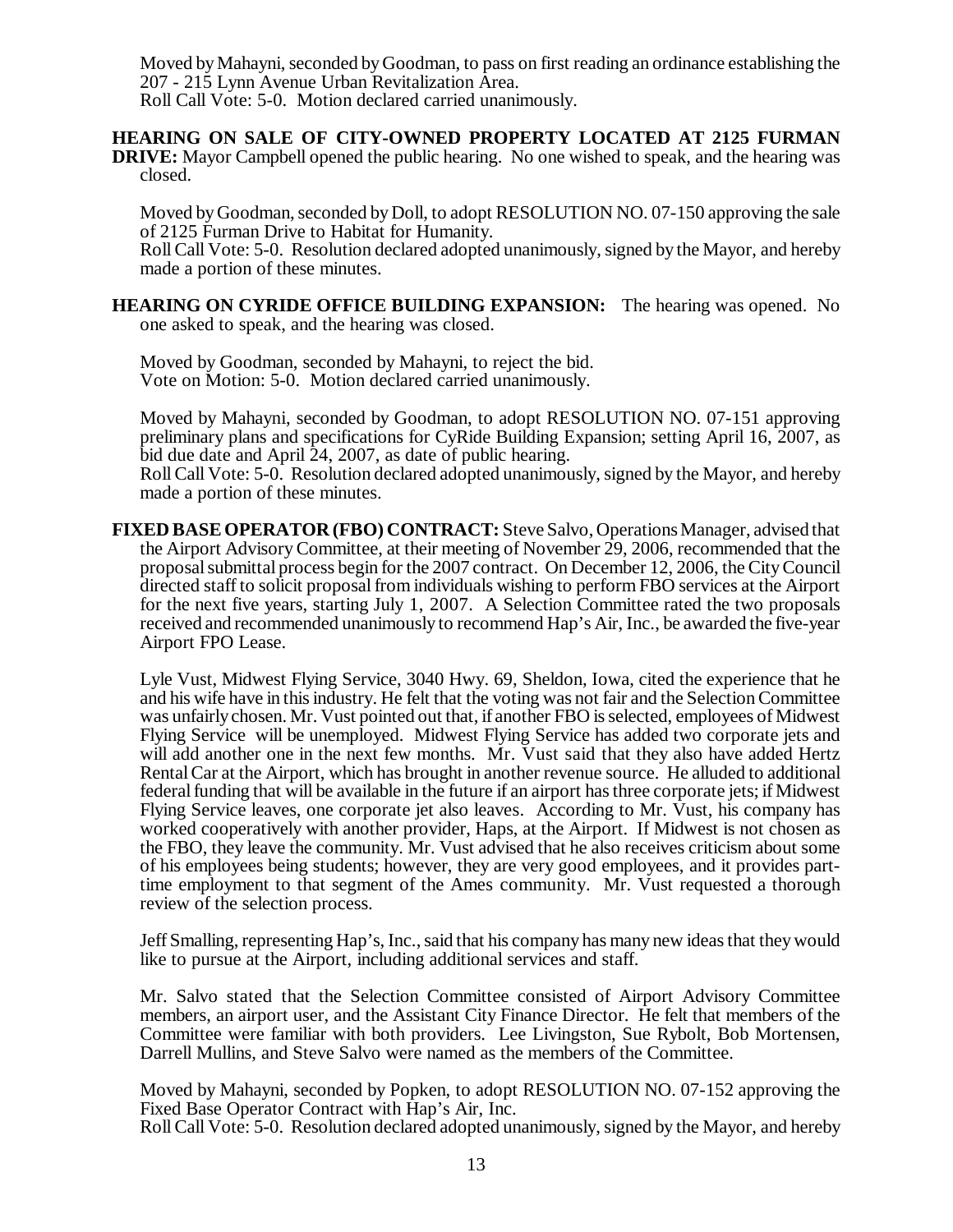Moved by Mahayni, seconded by Goodman, to pass on first reading an ordinance establishing the 207 - 215 Lynn Avenue Urban Revitalization Area.
Roll Call Vote: 5-0. Motion declared carried unanimously.

**HEARING ON SALE OF CITY-OWNED PROPERTY LOCATED AT 2125 FURMAN DRIVE:** Mayor Campbell opened the public hearing. No one wished to speak, and the hearing was closed.

Moved by Goodman, seconded by Doll, to adopt RESOLUTION NO. 07-150 approving the sale of 2125 Furman Drive to Habitat for Humanity.
Roll Call Vote: 5-0. Resolution declared adopted unanimously, signed by the Mayor, and hereby made a portion of these minutes.

**HEARING ON CYRIDE OFFICE BUILDING EXPANSION:** The hearing was opened. No one asked to speak, and the hearing was closed.

Moved by Goodman, seconded by Mahayni, to reject the bid.
Vote on Motion: 5-0. Motion declared carried unanimously.

Moved by Mahayni, seconded by Goodman, to adopt RESOLUTION NO. 07-151 approving preliminary plans and specifications for CyRide Building Expansion; setting April 16, 2007, as bid due date and April 24, 2007, as date of public hearing.
Roll Call Vote: 5-0. Resolution declared adopted unanimously, signed by the Mayor, and hereby made a portion of these minutes.

**FIXED BASE OPERATOR (FBO) CONTRACT:** Steve Salvo, Operations Manager, advised that the Airport Advisory Committee, at their meeting of November 29, 2006, recommended that the proposal submittal process begin for the 2007 contract. On December 12, 2006, the City Council directed staff to solicit proposal from individuals wishing to perform FBO services at the Airport for the next five years, starting July 1, 2007. A Selection Committee rated the two proposals received and recommended unanimously to recommend Hap's Air, Inc., be awarded the five-year Airport FPO Lease.

Lyle Vust, Midwest Flying Service, 3040 Hwy. 69, Sheldon, Iowa, cited the experience that he and his wife have in this industry. He felt that the voting was not fair and the Selection Committee was unfairly chosen. Mr. Vust pointed out that, if another FBO is selected, employees of Midwest Flying Service will be unemployed. Midwest Flying Service has added two corporate jets and will add another one in the next few months. Mr. Vust said that they also have added Hertz Rental Car at the Airport, which has brought in another revenue source. He alluded to additional federal funding that will be available in the future if an airport has three corporate jets; if Midwest Flying Service leaves, one corporate jet also leaves. According to Mr. Vust, his company has worked cooperatively with another provider, Haps, at the Airport. If Midwest is not chosen as the FBO, they leave the community. Mr. Vust advised that he also receives criticism about some of his employees being students; however, they are very good employees, and it provides part-time employment to that segment of the Ames community. Mr. Vust requested a thorough review of the selection process.

Jeff Smalling, representing Hap's, Inc., said that his company has many new ideas that they would like to pursue at the Airport, including additional services and staff.

Mr. Salvo stated that the Selection Committee consisted of Airport Advisory Committee members, an airport user, and the Assistant City Finance Director. He felt that members of the Committee were familiar with both providers. Lee Livingston, Sue Rybolt, Bob Mortensen, Darrell Mullins, and Steve Salvo were named as the members of the Committee.

Moved by Mahayni, seconded by Popken, to adopt RESOLUTION NO. 07-152 approving the Fixed Base Operator Contract with Hap's Air, Inc.
Roll Call Vote: 5-0. Resolution declared adopted unanimously, signed by the Mayor, and hereby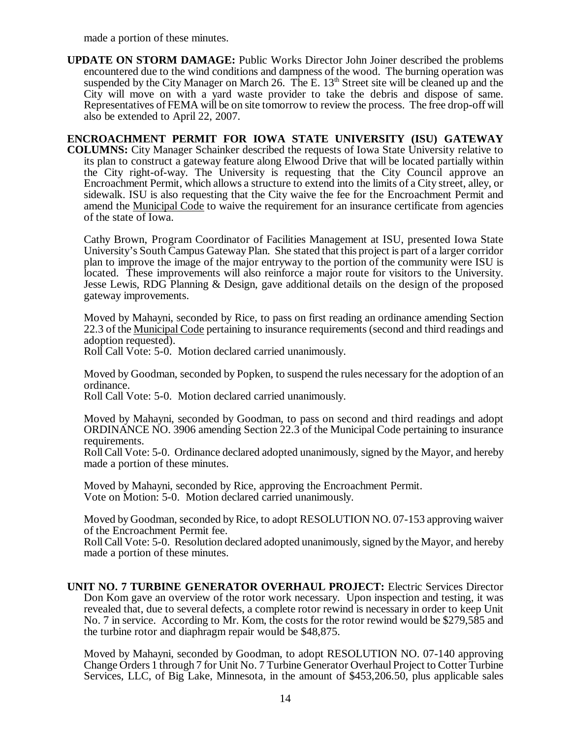made a portion of these minutes.

**UPDATE ON STORM DAMAGE:** Public Works Director John Joiner described the problems encountered due to the wind conditions and dampness of the wood. The burning operation was suspended by the City Manager on March 26. The E. 13th Street site will be cleaned up and the City will move on with a yard waste provider to take the debris and dispose of same. Representatives of FEMA will be on site tomorrow to review the process. The free drop-off will also be extended to April 22, 2007.

**ENCROACHMENT PERMIT FOR IOWA STATE UNIVERSITY (ISU) GATEWAY COLUMNS:** City Manager Schainker described the requests of Iowa State University relative to its plan to construct a gateway feature along Elwood Drive that will be located partially within the City right-of-way. The University is requesting that the City Council approve an Encroachment Permit, which allows a structure to extend into the limits of a City street, alley, or sidewalk. ISU is also requesting that the City waive the fee for the Encroachment Permit and amend the Municipal Code to waive the requirement for an insurance certificate from agencies of the state of Iowa.

Cathy Brown, Program Coordinator of Facilities Management at ISU, presented Iowa State University's South Campus Gateway Plan. She stated that this project is part of a larger corridor plan to improve the image of the major entryway to the portion of the community were ISU is located. These improvements will also reinforce a major route for visitors to the University. Jesse Lewis, RDG Planning & Design, gave additional details on the design of the proposed gateway improvements.

Moved by Mahayni, seconded by Rice, to pass on first reading an ordinance amending Section 22.3 of the Municipal Code pertaining to insurance requirements (second and third readings and adoption requested).
Roll Call Vote: 5-0. Motion declared carried unanimously.

Moved by Goodman, seconded by Popken, to suspend the rules necessary for the adoption of an ordinance.
Roll Call Vote: 5-0. Motion declared carried unanimously.

Moved by Mahayni, seconded by Goodman, to pass on second and third readings and adopt ORDINANCE NO. 3906 amending Section 22.3 of the Municipal Code pertaining to insurance requirements.
Roll Call Vote: 5-0. Ordinance declared adopted unanimously, signed by the Mayor, and hereby made a portion of these minutes.

Moved by Mahayni, seconded by Rice, approving the Encroachment Permit.
Vote on Motion: 5-0. Motion declared carried unanimously.

Moved by Goodman, seconded by Rice, to adopt RESOLUTION NO. 07-153 approving waiver of the Encroachment Permit fee.
Roll Call Vote: 5-0. Resolution declared adopted unanimously, signed by the Mayor, and hereby made a portion of these minutes.

**UNIT NO. 7 TURBINE GENERATOR OVERHAUL PROJECT:** Electric Services Director Don Kom gave an overview of the rotor work necessary. Upon inspection and testing, it was revealed that, due to several defects, a complete rotor rewind is necessary in order to keep Unit No. 7 in service. According to Mr. Kom, the costs for the rotor rewind would be $279,585 and the turbine rotor and diaphragm repair would be $48,875.

Moved by Mahayni, seconded by Goodman, to adopt RESOLUTION NO. 07-140 approving Change Orders 1 through 7 for Unit No. 7 Turbine Generator Overhaul Project to Cotter Turbine Services, LLC, of Big Lake, Minnesota, in the amount of $453,206.50, plus applicable sales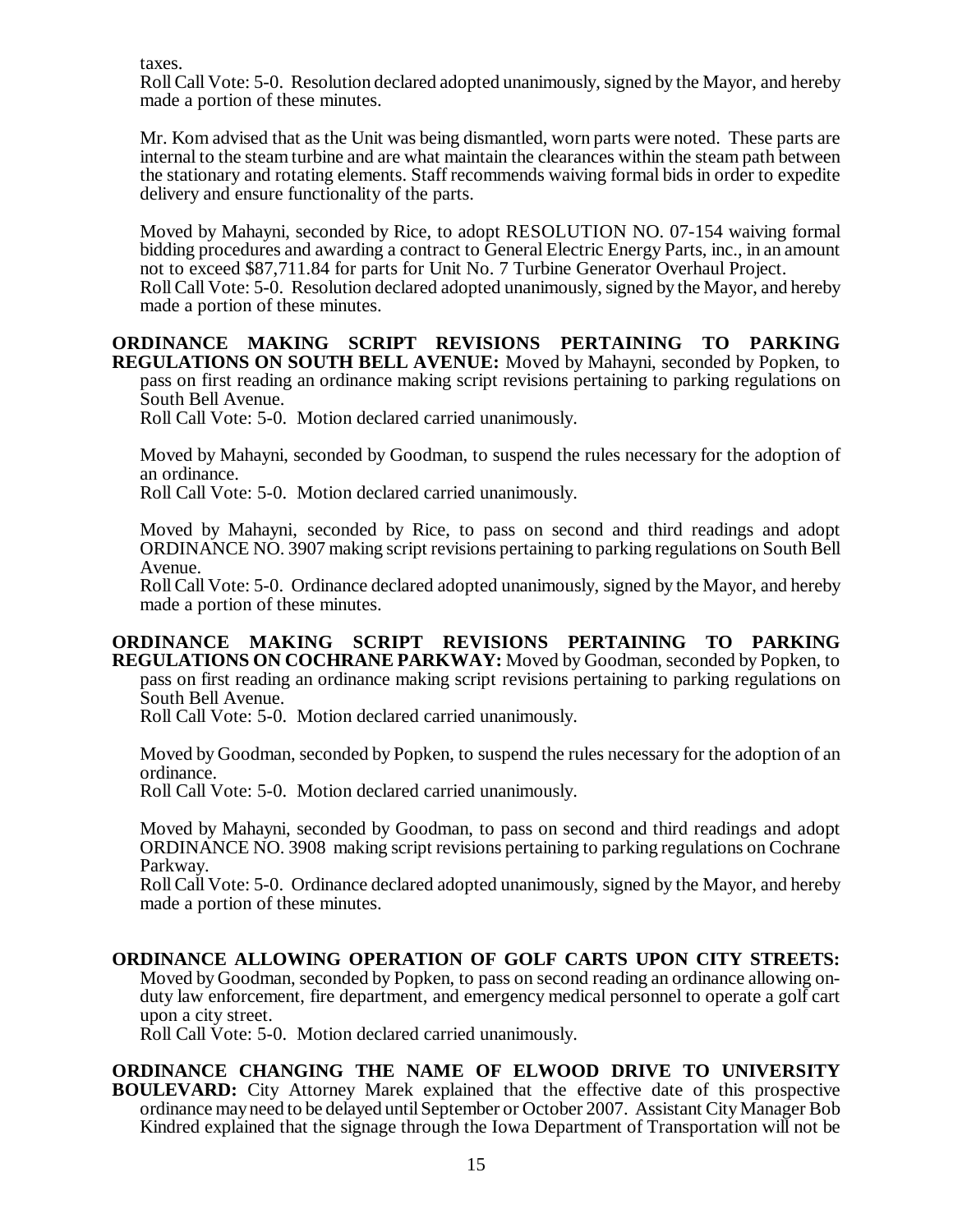taxes.

Roll Call Vote: 5-0. Resolution declared adopted unanimously, signed by the Mayor, and hereby made a portion of these minutes.

Mr. Kom advised that as the Unit was being dismantled, worn parts were noted. These parts are internal to the steam turbine and are what maintain the clearances within the steam path between the stationary and rotating elements. Staff recommends waiving formal bids in order to expedite delivery and ensure functionality of the parts.

Moved by Mahayni, seconded by Rice, to adopt RESOLUTION NO. 07-154 waiving formal bidding procedures and awarding a contract to General Electric Energy Parts, inc., in an amount not to exceed $87,711.84 for parts for Unit No. 7 Turbine Generator Overhaul Project.
Roll Call Vote: 5-0. Resolution declared adopted unanimously, signed by the Mayor, and hereby made a portion of these minutes.

**ORDINANCE MAKING SCRIPT REVISIONS PERTAINING TO PARKING REGULATIONS ON SOUTH BELL AVENUE:** Moved by Mahayni, seconded by Popken, to pass on first reading an ordinance making script revisions pertaining to parking regulations on South Bell Avenue.
Roll Call Vote: 5-0. Motion declared carried unanimously.

Moved by Mahayni, seconded by Goodman, to suspend the rules necessary for the adoption of an ordinance.
Roll Call Vote: 5-0. Motion declared carried unanimously.

Moved by Mahayni, seconded by Rice, to pass on second and third readings and adopt ORDINANCE NO. 3907 making script revisions pertaining to parking regulations on South Bell Avenue.
Roll Call Vote: 5-0. Ordinance declared adopted unanimously, signed by the Mayor, and hereby made a portion of these minutes.

**ORDINANCE MAKING SCRIPT REVISIONS PERTAINING TO PARKING REGULATIONS ON COCHRANE PARKWAY:** Moved by Goodman, seconded by Popken, to pass on first reading an ordinance making script revisions pertaining to parking regulations on South Bell Avenue.
Roll Call Vote: 5-0. Motion declared carried unanimously.

Moved by Goodman, seconded by Popken, to suspend the rules necessary for the adoption of an ordinance.
Roll Call Vote: 5-0. Motion declared carried unanimously.

Moved by Mahayni, seconded by Goodman, to pass on second and third readings and adopt ORDINANCE NO. 3908 making script revisions pertaining to parking regulations on Cochrane Parkway.
Roll Call Vote: 5-0. Ordinance declared adopted unanimously, signed by the Mayor, and hereby made a portion of these minutes.

**ORDINANCE ALLOWING OPERATION OF GOLF CARTS UPON CITY STREETS:** Moved by Goodman, seconded by Popken, to pass on second reading an ordinance allowing on-duty law enforcement, fire department, and emergency medical personnel to operate a golf cart upon a city street.
Roll Call Vote: 5-0. Motion declared carried unanimously.

**ORDINANCE CHANGING THE NAME OF ELWOOD DRIVE TO UNIVERSITY BOULEVARD:** City Attorney Marek explained that the effective date of this prospective ordinance may need to be delayed until September or October 2007. Assistant City Manager Bob Kindred explained that the signage through the Iowa Department of Transportation will not be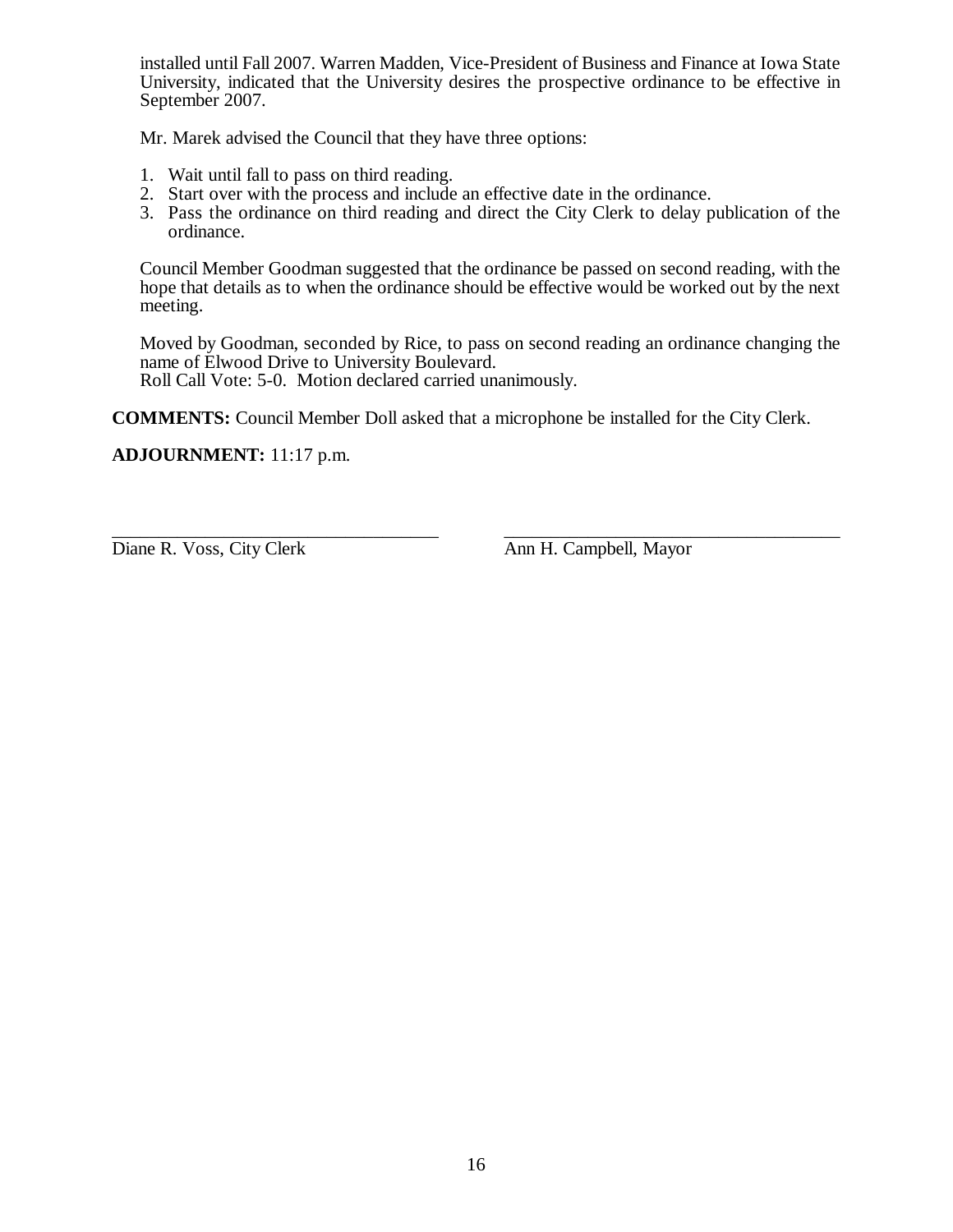installed until Fall 2007. Warren Madden, Vice-President of Business and Finance at Iowa State University, indicated that the University desires the prospective ordinance to be effective in September 2007.

Mr. Marek advised the Council that they have three options:

1. Wait until fall to pass on third reading.
2. Start over with the process and include an effective date in the ordinance.
3. Pass the ordinance on third reading and direct the City Clerk to delay publication of the ordinance.

Council Member Goodman suggested that the ordinance be passed on second reading, with the hope that details as to when the ordinance should be effective would be worked out by the next meeting.

Moved by Goodman, seconded by Rice, to pass on second reading an ordinance changing the name of Elwood Drive to University Boulevard.
Roll Call Vote: 5-0. Motion declared carried unanimously.

**COMMENTS:** Council Member Doll asked that a microphone be installed for the City Clerk.

**ADJOURNMENT:** 11:17 p.m.

\_\_\_\_\_\_\_\_\_\_\_\_\_\_\_\_\_\_\_\_\_\_\_\_\_\_\_\_\_\_\_\_\_\_\_\_
Diane R. Voss, City Clerk

\_\_\_\_\_\_\_\_\_\_\_\_\_\_\_\_\_\_\_\_\_\_\_\_\_\_\_\_\_\_\_\_\_\_\_\_
Ann H. Campbell, Mayor